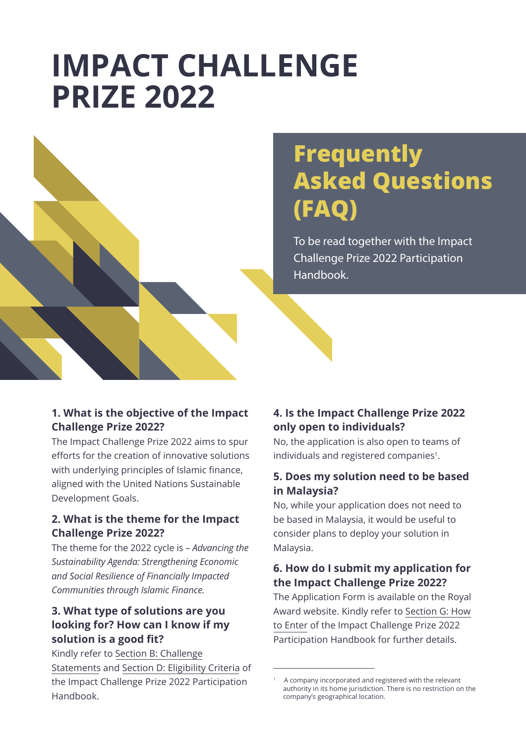# IMPACT CHALLENGE PRIZE 2022

## Frequently Asked Questions (FAQ)

To be read together with the Impact Challenge Prize 2022 Participation Handbook.

### 1. What is the objective of the Impact Challenge Prize 2022?

The Impact Challenge Prize 2022 aims to spur efforts for the creation of innovative solutions with underlying principles of Islamic finance, aligned with the United Nations Sustainable Development Goals.

### 2. What is the theme for the Impact Challenge Prize 2022?

The theme for the 2022 cycle is – *Advancing the Sustainability Agenda: Strengthening Economic and Social Resilience of Financially Impacted Communities through Islamic Finance.*

### 3. What type of solutions are you looking for? How can I know if my solution is a good fit?

Kindly refer to Section B: Challenge Statements and Section D: Eligibility Criteria of the Impact Challenge Prize 2022 Participation Handbook.

### 4. Is the Impact Challenge Prize 2022 only open to individuals?

No, the application is also open to teams of individuals and registered companies[1].

### 5. Does my solution need to be based in Malaysia?

No, while your application does not need to be based in Malaysia, it would be useful to consider plans to deploy your solution in Malaysia.

### 6. How do I submit my application for the Impact Challenge Prize 2022?

The Application Form is available on the Royal Award website. Kindly refer to Section G: How to Enter of the Impact Challenge Prize 2022 Participation Handbook for further details.

---

[1] A company incorporated and registered with the relevant authority in its home jurisdiction. There is no restriction on the company's geographical location.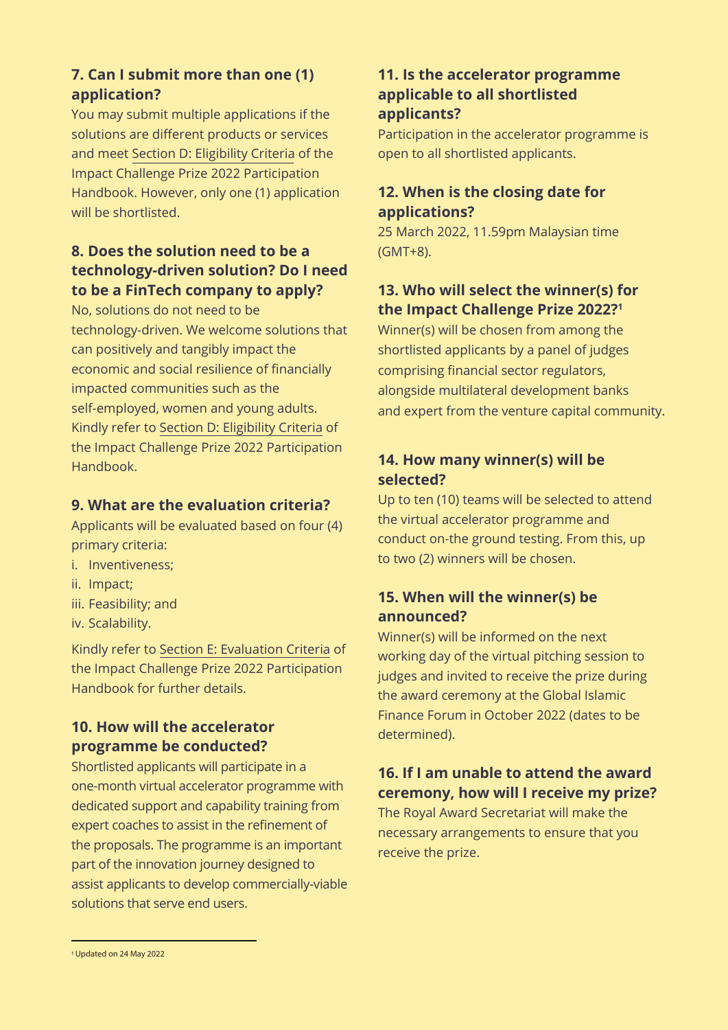### 7. Can I submit more than one (1) application?

You may submit multiple applications if the solutions are different products or services and meet Section D: Eligibility Criteria of the Impact Challenge Prize 2022 Participation Handbook. However, only one (1) application will be shortlisted.

### 8. Does the solution need to be a technology-driven solution? Do I need to be a FinTech company to apply?

No, solutions do not need to be technology-driven. We welcome solutions that can positively and tangibly impact the economic and social resilience of financially impacted communities such as the self-employed, women and young adults. Kindly refer to Section D: Eligibility Criteria of the Impact Challenge Prize 2022 Participation Handbook.

### 9. What are the evaluation criteria?

Applicants will be evaluated based on four (4) primary criteria:

i. Inventiveness;
ii. Impact;
iii. Feasibility; and
iv. Scalability.

Kindly refer to Section E: Evaluation Criteria of the Impact Challenge Prize 2022 Participation Handbook for further details.

### 10. How will the accelerator programme be conducted?

Shortlisted applicants will participate in a one-month virtual accelerator programme with dedicated support and capability training from expert coaches to assist in the refinement of the proposals. The programme is an important part of the innovation journey designed to assist applicants to develop commercially-viable solutions that serve end users.

### 11. Is the accelerator programme applicable to all shortlisted applicants?

Participation in the accelerator programme is open to all shortlisted applicants.

### 12. When is the closing date for applications?

25 March 2022, 11.59pm Malaysian time (GMT+8).

### 13. Who will select the winner(s) for the Impact Challenge Prize 2022?[1]

Winner(s) will be chosen from among the shortlisted applicants by a panel of judges comprising financial sector regulators, alongside multilateral development banks and expert from the venture capital community.

### 14. How many winner(s) will be selected?

Up to ten (10) teams will be selected to attend the virtual accelerator programme and conduct on-the ground testing. From this, up to two (2) winners will be chosen.

### 15. When will the winner(s) be announced?

Winner(s) will be informed on the next working day of the virtual pitching session to judges and invited to receive the prize during the award ceremony at the Global Islamic Finance Forum in October 2022 (dates to be determined).

### 16. If I am unable to attend the award ceremony, how will I receive my prize?

The Royal Award Secretariat will make the necessary arrangements to ensure that you receive the prize.

---

[1] Updated on 24 May 2022